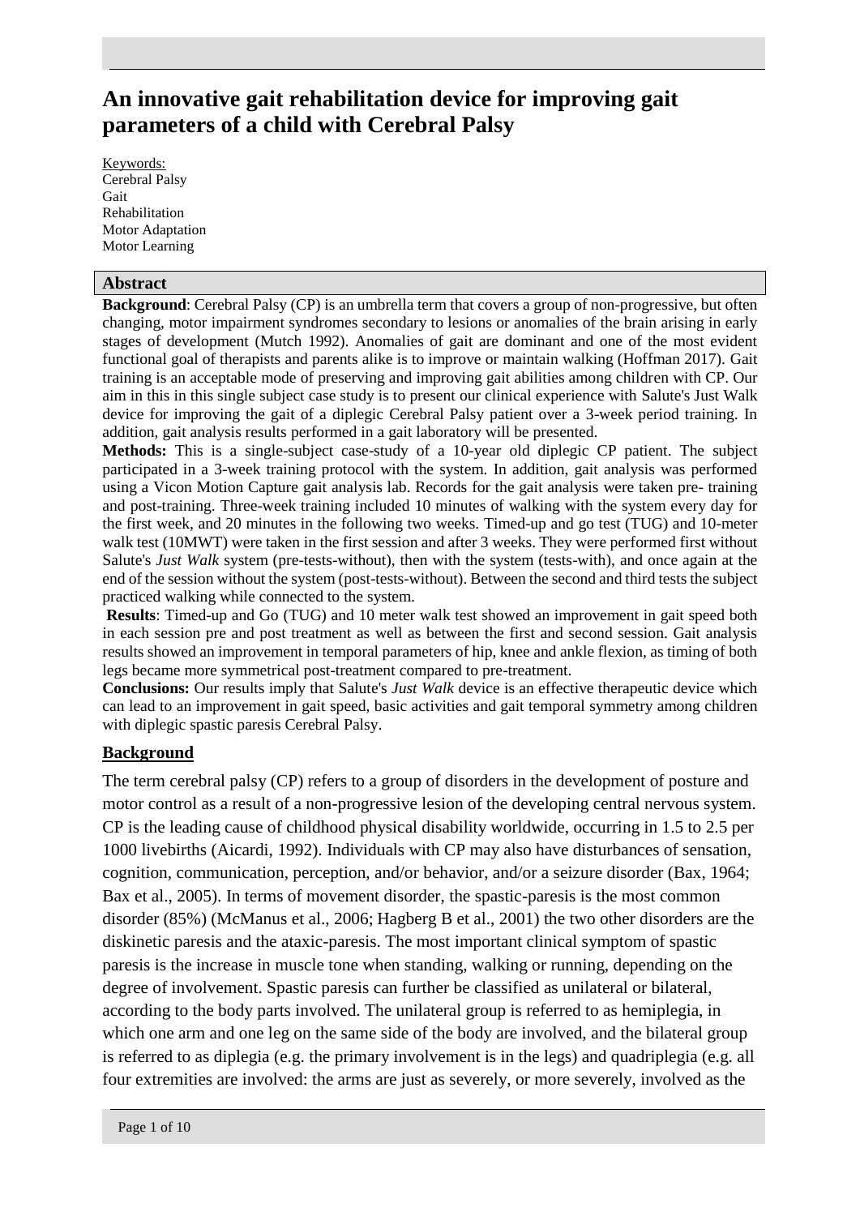# An innovative gait rehabilitation device for improving gait parameters of a child with Cerebral Palsy

Keywords:
Cerebral Palsy
Gait
Rehabilitation
Motor Adaptation
Motor Learning

## Abstract

**Background**: Cerebral Palsy (CP) is an umbrella term that covers a group of non-progressive, but often changing, motor impairment syndromes secondary to lesions or anomalies of the brain arising in early stages of development (Mutch 1992). Anomalies of gait are dominant and one of the most evident functional goal of therapists and parents alike is to improve or maintain walking (Hoffman 2017). Gait training is an acceptable mode of preserving and improving gait abilities among children with CP. Our aim in this in this single subject case study is to present our clinical experience with Salute's Just Walk device for improving the gait of a diplegic Cerebral Palsy patient over a 3-week period training. In addition, gait analysis results performed in a gait laboratory will be presented.

**Methods:** This is a single-subject case-study of a 10-year old diplegic CP patient. The subject participated in a 3-week training protocol with the system. In addition, gait analysis was performed using a Vicon Motion Capture gait analysis lab. Records for the gait analysis were taken pre- training and post-training. Three-week training included 10 minutes of walking with the system every day for the first week, and 20 minutes in the following two weeks. Timed-up and go test (TUG) and 10-meter walk test (10MWT) were taken in the first session and after 3 weeks. They were performed first without Salute's *Just Walk* system (pre-tests-without), then with the system (tests-with), and once again at the end of the session without the system (post-tests-without). Between the second and third tests the subject practiced walking while connected to the system.

**Results**: Timed-up and Go (TUG) and 10 meter walk test showed an improvement in gait speed both in each session pre and post treatment as well as between the first and second session. Gait analysis results showed an improvement in temporal parameters of hip, knee and ankle flexion, as timing of both legs became more symmetrical post-treatment compared to pre-treatment.

**Conclusions:** Our results imply that Salute's *Just Walk* device is an effective therapeutic device which can lead to an improvement in gait speed, basic activities and gait temporal symmetry among children with diplegic spastic paresis Cerebral Palsy.

## Background

The term cerebral palsy (CP) refers to a group of disorders in the development of posture and motor control as a result of a non-progressive lesion of the developing central nervous system. CP is the leading cause of childhood physical disability worldwide, occurring in 1.5 to 2.5 per 1000 livebirths (Aicardi, 1992). Individuals with CP may also have disturbances of sensation, cognition, communication, perception, and/or behavior, and/or a seizure disorder (Bax, 1964; Bax et al., 2005). In terms of movement disorder, the spastic-paresis is the most common disorder (85%) (McManus et al., 2006; Hagberg B et al., 2001) the two other disorders are the diskinetic paresis and the ataxic-paresis. The most important clinical symptom of spastic paresis is the increase in muscle tone when standing, walking or running, depending on the degree of involvement. Spastic paresis can further be classified as unilateral or bilateral, according to the body parts involved. The unilateral group is referred to as hemiplegia, in which one arm and one leg on the same side of the body are involved, and the bilateral group is referred to as diplegia (e.g. the primary involvement is in the legs) and quadriplegia (e.g. all four extremities are involved: the arms are just as severely, or more severely, involved as the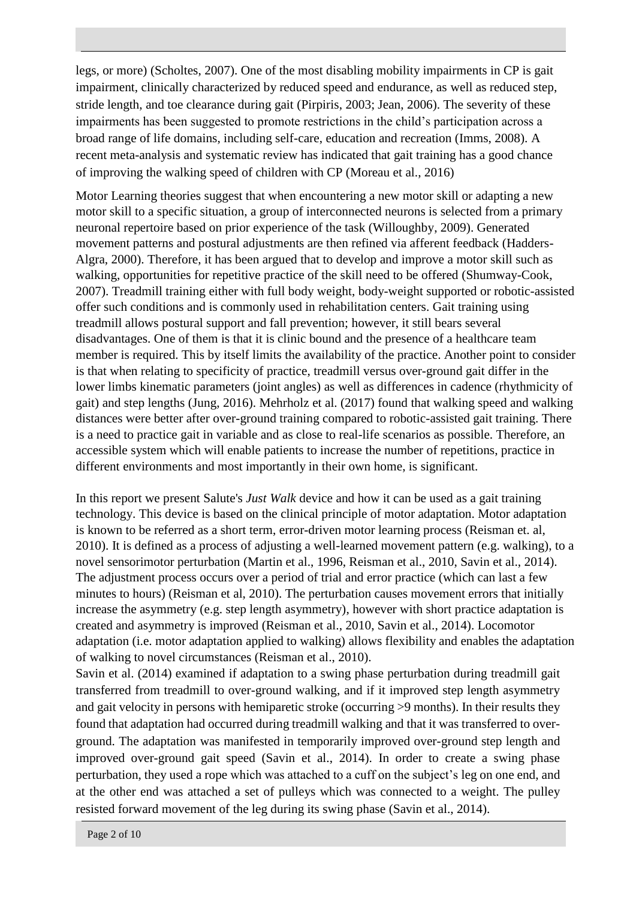legs, or more) (Scholtes, 2007). One of the most disabling mobility impairments in CP is gait impairment, clinically characterized by reduced speed and endurance, as well as reduced step, stride length, and toe clearance during gait (Pirpiris, 2003; Jean, 2006). The severity of these impairments has been suggested to promote restrictions in the child's participation across a broad range of life domains, including self-care, education and recreation (Imms, 2008). A recent meta-analysis and systematic review has indicated that gait training has a good chance of improving the walking speed of children with CP (Moreau et al., 2016)

Motor Learning theories suggest that when encountering a new motor skill or adapting a new motor skill to a specific situation, a group of interconnected neurons is selected from a primary neuronal repertoire based on prior experience of the task (Willoughby, 2009). Generated movement patterns and postural adjustments are then refined via afferent feedback (Hadders-Algra, 2000). Therefore, it has been argued that to develop and improve a motor skill such as walking, opportunities for repetitive practice of the skill need to be offered (Shumway-Cook, 2007). Treadmill training either with full body weight, body-weight supported or robotic-assisted offer such conditions and is commonly used in rehabilitation centers. Gait training using treadmill allows postural support and fall prevention; however, it still bears several disadvantages. One of them is that it is clinic bound and the presence of a healthcare team member is required. This by itself limits the availability of the practice. Another point to consider is that when relating to specificity of practice, treadmill versus over-ground gait differ in the lower limbs kinematic parameters (joint angles) as well as differences in cadence (rhythmicity of gait) and step lengths (Jung, 2016). Mehrholz et al. (2017) found that walking speed and walking distances were better after over-ground training compared to robotic-assisted gait training. There is a need to practice gait in variable and as close to real-life scenarios as possible. Therefore, an accessible system which will enable patients to increase the number of repetitions, practice in different environments and most importantly in their own home, is significant.

In this report we present Salute's *Just Walk* device and how it can be used as a gait training technology. This device is based on the clinical principle of motor adaptation. Motor adaptation is known to be referred as a short term, error-driven motor learning process (Reisman et. al, 2010). It is defined as a process of adjusting a well-learned movement pattern (e.g. walking), to a novel sensorimotor perturbation (Martin et al., 1996, Reisman et al., 2010, Savin et al., 2014). The adjustment process occurs over a period of trial and error practice (which can last a few minutes to hours) (Reisman et al, 2010). The perturbation causes movement errors that initially increase the asymmetry (e.g. step length asymmetry), however with short practice adaptation is created and asymmetry is improved (Reisman et al., 2010, Savin et al., 2014). Locomotor adaptation (i.e. motor adaptation applied to walking) allows flexibility and enables the adaptation of walking to novel circumstances (Reisman et al., 2010).

Savin et al. (2014) examined if adaptation to a swing phase perturbation during treadmill gait transferred from treadmill to over-ground walking, and if it improved step length asymmetry and gait velocity in persons with hemiparetic stroke (occurring >9 months). In their results they found that adaptation had occurred during treadmill walking and that it was transferred to over-ground. The adaptation was manifested in temporarily improved over-ground step length and improved over-ground gait speed (Savin et al., 2014). In order to create a swing phase perturbation, they used a rope which was attached to a cuff on the subject's leg on one end, and at the other end was attached a set of pulleys which was connected to a weight. The pulley resisted forward movement of the leg during its swing phase (Savin et al., 2014).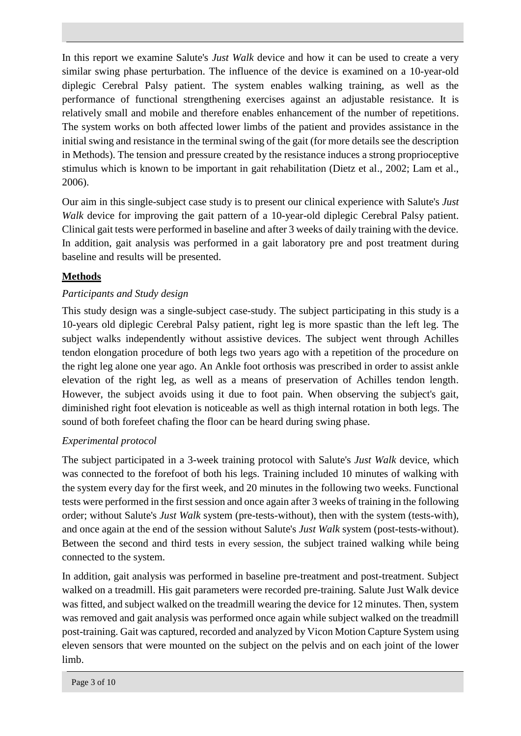In this report we examine Salute's *Just Walk* device and how it can be used to create a very similar swing phase perturbation. The influence of the device is examined on a 10-year-old diplegic Cerebral Palsy patient. The system enables walking training, as well as the performance of functional strengthening exercises against an adjustable resistance. It is relatively small and mobile and therefore enables enhancement of the number of repetitions. The system works on both affected lower limbs of the patient and provides assistance in the initial swing and resistance in the terminal swing of the gait (for more details see the description in Methods). The tension and pressure created by the resistance induces a strong proprioceptive stimulus which is known to be important in gait rehabilitation (Dietz et al., 2002; Lam et al., 2006).

Our aim in this single-subject case study is to present our clinical experience with Salute's *Just Walk* device for improving the gait pattern of a 10-year-old diplegic Cerebral Palsy patient. Clinical gait tests were performed in baseline and after 3 weeks of daily training with the device. In addition, gait analysis was performed in a gait laboratory pre and post treatment during baseline and results will be presented.

## **Methods**

### *Participants and Study design*

This study design was a single-subject case-study. The subject participating in this study is a 10-years old diplegic Cerebral Palsy patient, right leg is more spastic than the left leg. The subject walks independently without assistive devices. The subject went through Achilles tendon elongation procedure of both legs two years ago with a repetition of the procedure on the right leg alone one year ago. An Ankle foot orthosis was prescribed in order to assist ankle elevation of the right leg, as well as a means of preservation of Achilles tendon length. However, the subject avoids using it due to foot pain. When observing the subject's gait, diminished right foot elevation is noticeable as well as thigh internal rotation in both legs. The sound of both forefeet chafing the floor can be heard during swing phase.

### *Experimental protocol*

The subject participated in a 3-week training protocol with Salute's *Just Walk* device, which was connected to the forefoot of both his legs. Training included 10 minutes of walking with the system every day for the first week, and 20 minutes in the following two weeks. Functional tests were performed in the first session and once again after 3 weeks of training in the following order; without Salute's *Just Walk* system (pre-tests-without), then with the system (tests-with), and once again at the end of the session without Salute's *Just Walk* system (post-tests-without). Between the second and third tests in every session, the subject trained walking while being connected to the system.

In addition, gait analysis was performed in baseline pre-treatment and post-treatment. Subject walked on a treadmill. His gait parameters were recorded pre-training. Salute Just Walk device was fitted, and subject walked on the treadmill wearing the device for 12 minutes. Then, system was removed and gait analysis was performed once again while subject walked on the treadmill post-training. Gait was captured, recorded and analyzed by Vicon Motion Capture System using eleven sensors that were mounted on the subject on the pelvis and on each joint of the lower limb.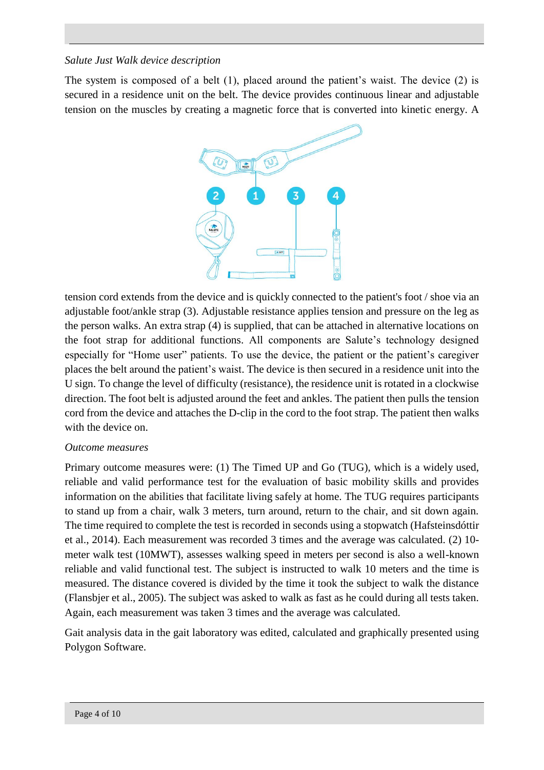*Salute Just Walk device description*

The system is composed of a belt (1), placed around the patient's waist. The device (2) is secured in a residence unit on the belt. The device provides continuous linear and adjustable tension on the muscles by creating a magnetic force that is converted into kinetic energy. A tension cord extends from the device and is quickly connected to the patient's foot / shoe via an adjustable foot/ankle strap (3). Adjustable resistance applies tension and pressure on the leg as the person walks. An extra strap (4) is supplied, that can be attached in alternative locations on the foot strap for additional functions. All components are Salute's technology designed especially for "Home user" patients. To use the device, the patient or the patient's caregiver places the belt around the patient's waist. The device is then secured in a residence unit into the U sign. To change the level of difficulty (resistance), the residence unit is rotated in a clockwise direction. The foot belt is adjusted around the feet and ankles. The patient then pulls the tension cord from the device and attaches the D-clip in the cord to the foot strap. The patient then walks with the device on.

*Outcome measures*

Primary outcome measures were: (1) The Timed UP and Go (TUG), which is a widely used, reliable and valid performance test for the evaluation of basic mobility skills and provides information on the abilities that facilitate living safely at home. The TUG requires participants to stand up from a chair, walk 3 meters, turn around, return to the chair, and sit down again. The time required to complete the test is recorded in seconds using a stopwatch (Hafsteinsdóttir et al., 2014). Each measurement was recorded 3 times and the average was calculated. (2) 10-meter walk test (10MWT), assesses walking speed in meters per second is also a well-known reliable and valid functional test. The subject is instructed to walk 10 meters and the time is measured. The distance covered is divided by the time it took the subject to walk the distance (Flansbjer et al., 2005). The subject was asked to walk as fast as he could during all tests taken. Again, each measurement was taken 3 times and the average was calculated.

Gait analysis data in the gait laboratory was edited, calculated and graphically presented using Polygon Software.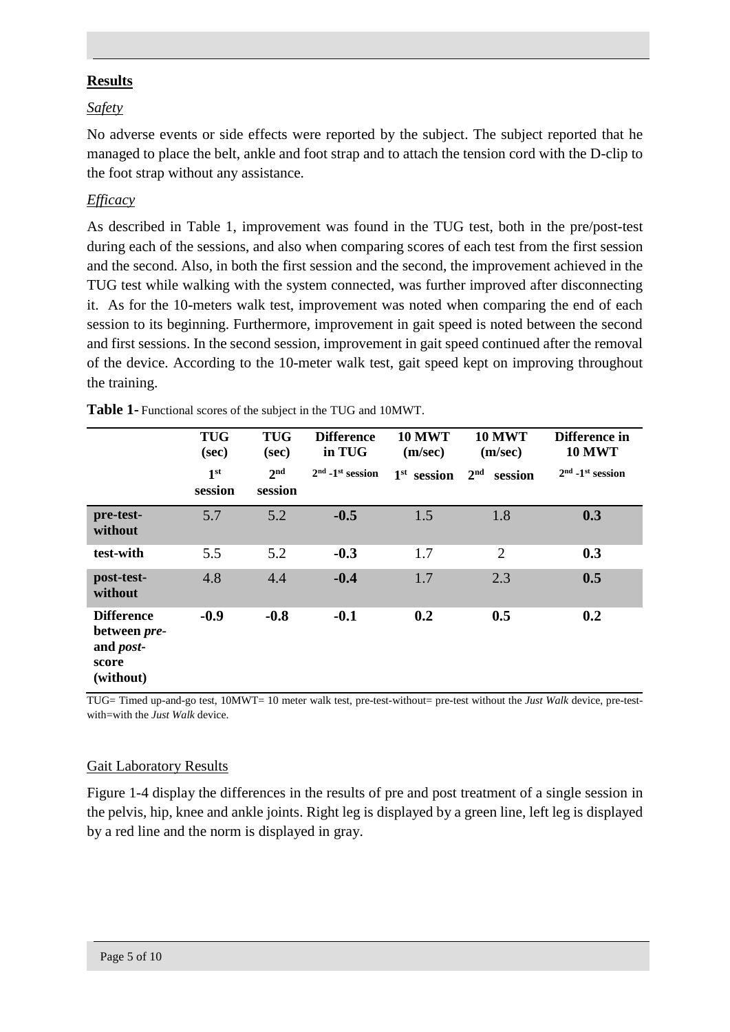## Results

### *Safety*

No adverse events or side effects were reported by the subject. The subject reported that he managed to place the belt, ankle and foot strap and to attach the tension cord with the D-clip to the foot strap without any assistance.

### *Efficacy*

As described in Table 1, improvement was found in the TUG test, both in the pre/post-test during each of the sessions, and also when comparing scores of each test from the first session and the second. Also, in both the first session and the second, the improvement achieved in the TUG test while walking with the system connected, was further improved after disconnecting it. As for the 10-meters walk test, improvement was noted when comparing the end of each session to its beginning. Furthermore, improvement in gait speed is noted between the second and first sessions. In the second session, improvement in gait speed continued after the removal of the device. According to the 10-meter walk test, gait speed kept on improving throughout the training.

**Table 1-** Functional scores of the subject in the TUG and 10MWT.

| | TUG (sec) | TUG (sec) | Difference in TUG | 10 MWT (m/sec) | 10 MWT (m/sec) | Difference in 10 MWT |
|---|---|---|---|---|---|---|
| | 1st session | 2nd session | 2nd -1st session | 1st session | 2nd session | 2nd -1st session |
| **pre-test-without** | 5.7 | 5.2 | **-0.5** | 1.5 | 1.8 | **0.3** |
| **test-with** | 5.5 | 5.2 | **-0.3** | 1.7 | 2 | **0.3** |
| **post-test-without** | 4.8 | 4.4 | **-0.4** | 1.7 | 2.3 | **0.5** |
| **Difference between *pre-* and *post-* score (without)** | **-0.9** | **-0.8** | **-0.1** | **0.2** | **0.5** | **0.2** |

TUG= Timed up-and-go test, 10MWT= 10 meter walk test, pre-test-without= pre-test without the *Just Walk* device, pre-test-with=with the *Just Walk* device.

### Gait Laboratory Results

Figure 1-4 display the differences in the results of pre and post treatment of a single session in the pelvis, hip, knee and ankle joints. Right leg is displayed by a green line, left leg is displayed by a red line and the norm is displayed in gray.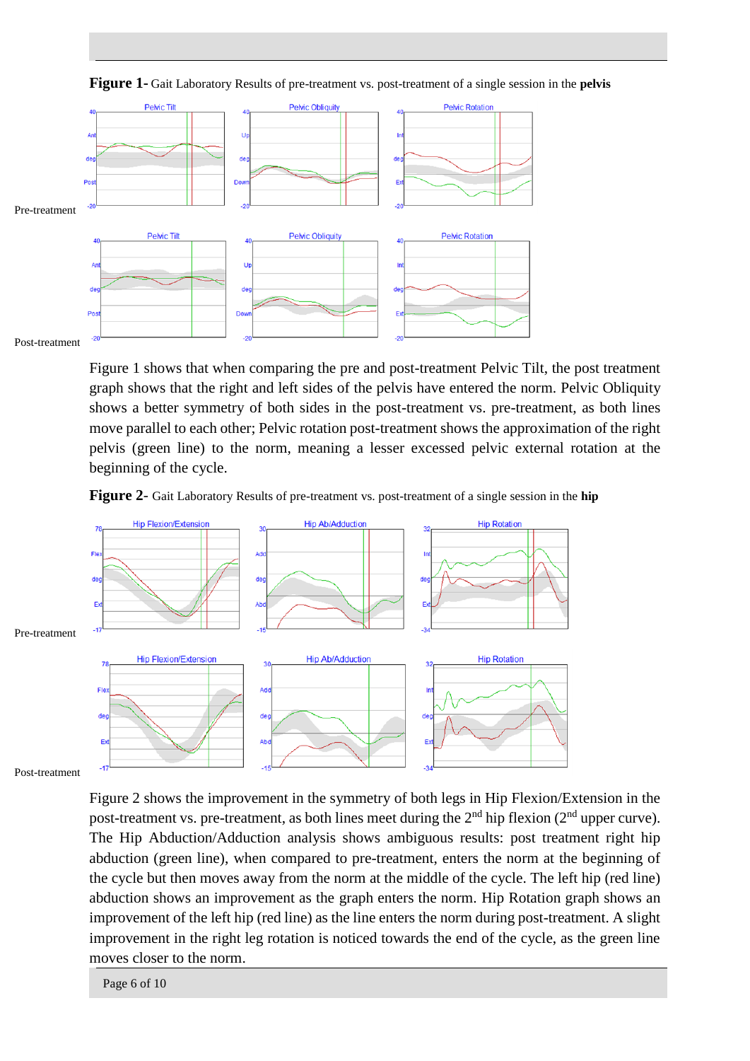**Figure 1**- Gait Laboratory Results of pre-treatment vs. post-treatment of a single session in the **pelvis**

Pre-treatment

Post-treatment

Figure 1 shows that when comparing the pre and post-treatment Pelvic Tilt, the post treatment graph shows that the right and left sides of the pelvis have entered the norm. Pelvic Obliquity shows a better symmetry of both sides in the post-treatment vs. pre-treatment, as both lines move parallel to each other; Pelvic rotation post-treatment shows the approximation of the right pelvis (green line) to the norm, meaning a lesser excessed pelvic external rotation at the beginning of the cycle.

**Figure 2**- Gait Laboratory Results of pre-treatment vs. post-treatment of a single session in the **hip**

Pre-treatment

Post-treatment

Figure 2 shows the improvement in the symmetry of both legs in Hip Flexion/Extension in the post-treatment vs. pre-treatment, as both lines meet during the 2nd hip flexion (2nd upper curve). The Hip Abduction/Adduction analysis shows ambiguous results: post treatment right hip abduction (green line), when compared to pre-treatment, enters the norm at the beginning of the cycle but then moves away from the norm at the middle of the cycle. The left hip (red line) abduction shows an improvement as the graph enters the norm. Hip Rotation graph shows an improvement of the left hip (red line) as the line enters the norm during post-treatment. A slight improvement in the right leg rotation is noticed towards the end of the cycle, as the green line moves closer to the norm.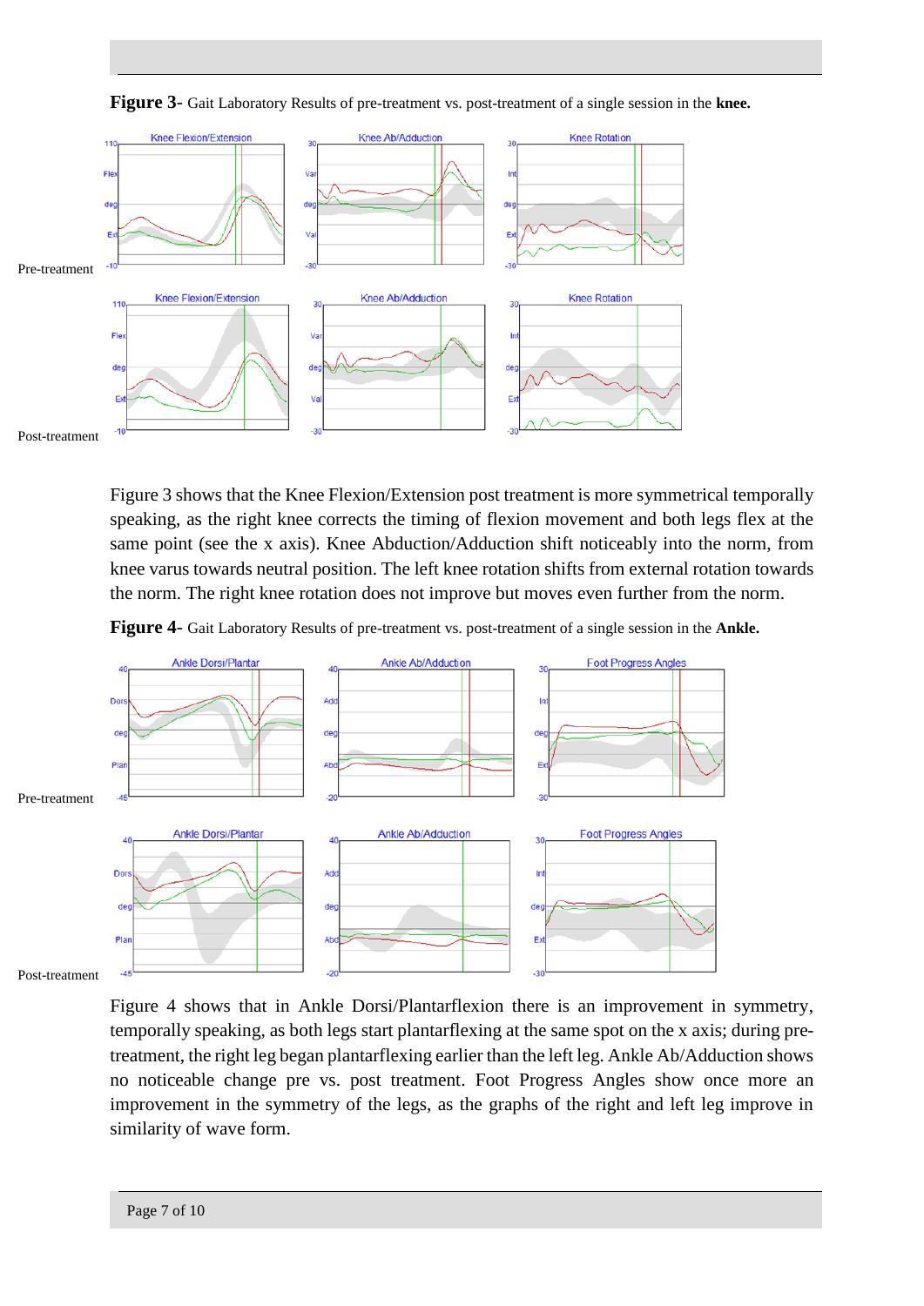**Figure 3**- Gait Laboratory Results of pre-treatment vs. post-treatment of a single session in the **knee.**

Pre-treatment

Post-treatment

Figure 3 shows that the Knee Flexion/Extension post treatment is more symmetrical temporally speaking, as the right knee corrects the timing of flexion movement and both legs flex at the same point (see the x axis). Knee Abduction/Adduction shift noticeably into the norm, from knee varus towards neutral position. The left knee rotation shifts from external rotation towards the norm. The right knee rotation does not improve but moves even further from the norm.

**Figure 4**- Gait Laboratory Results of pre-treatment vs. post-treatment of a single session in the **Ankle.**

Pre-treatment

Post-treatment

Figure 4 shows that in Ankle Dorsi/Plantarflexion there is an improvement in symmetry, temporally speaking, as both legs start plantarflexing at the same spot on the x axis; during pre-treatment, the right leg began plantarflexing earlier than the left leg. Ankle Ab/Adduction shows no noticeable change pre vs. post treatment. Foot Progress Angles show once more an improvement in the symmetry of the legs, as the graphs of the right and left leg improve in similarity of wave form.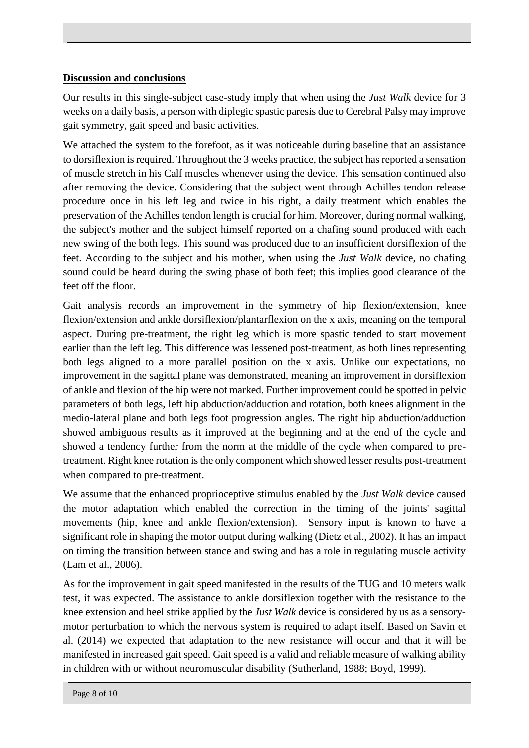## Discussion and conclusions

Our results in this single-subject case-study imply that when using the *Just Walk* device for 3 weeks on a daily basis, a person with diplegic spastic paresis due to Cerebral Palsy may improve gait symmetry, gait speed and basic activities.

We attached the system to the forefoot, as it was noticeable during baseline that an assistance to dorsiflexion is required. Throughout the 3 weeks practice, the subject has reported a sensation of muscle stretch in his Calf muscles whenever using the device. This sensation continued also after removing the device. Considering that the subject went through Achilles tendon release procedure once in his left leg and twice in his right, a daily treatment which enables the preservation of the Achilles tendon length is crucial for him. Moreover, during normal walking, the subject's mother and the subject himself reported on a chafing sound produced with each new swing of the both legs. This sound was produced due to an insufficient dorsiflexion of the feet. According to the subject and his mother, when using the *Just Walk* device, no chafing sound could be heard during the swing phase of both feet; this implies good clearance of the feet off the floor.

Gait analysis records an improvement in the symmetry of hip flexion/extension, knee flexion/extension and ankle dorsiflexion/plantarflexion on the x axis, meaning on the temporal aspect. During pre-treatment, the right leg which is more spastic tended to start movement earlier than the left leg. This difference was lessened post-treatment, as both lines representing both legs aligned to a more parallel position on the x axis. Unlike our expectations, no improvement in the sagittal plane was demonstrated, meaning an improvement in dorsiflexion of ankle and flexion of the hip were not marked. Further improvement could be spotted in pelvic parameters of both legs, left hip abduction/adduction and rotation, both knees alignment in the medio-lateral plane and both legs foot progression angles. The right hip abduction/adduction showed ambiguous results as it improved at the beginning and at the end of the cycle and showed a tendency further from the norm at the middle of the cycle when compared to pre-treatment. Right knee rotation is the only component which showed lesser results post-treatment when compared to pre-treatment.

We assume that the enhanced proprioceptive stimulus enabled by the *Just Walk* device caused the motor adaptation which enabled the correction in the timing of the joints' sagittal movements (hip, knee and ankle flexion/extension). Sensory input is known to have a significant role in shaping the motor output during walking (Dietz et al., 2002). It has an impact on timing the transition between stance and swing and has a role in regulating muscle activity (Lam et al., 2006).

As for the improvement in gait speed manifested in the results of the TUG and 10 meters walk test, it was expected. The assistance to ankle dorsiflexion together with the resistance to the knee extension and heel strike applied by the *Just Walk* device is considered by us as a sensory-motor perturbation to which the nervous system is required to adapt itself. Based on Savin et al. (2014) we expected that adaptation to the new resistance will occur and that it will be manifested in increased gait speed. Gait speed is a valid and reliable measure of walking ability in children with or without neuromuscular disability (Sutherland, 1988; Boyd, 1999).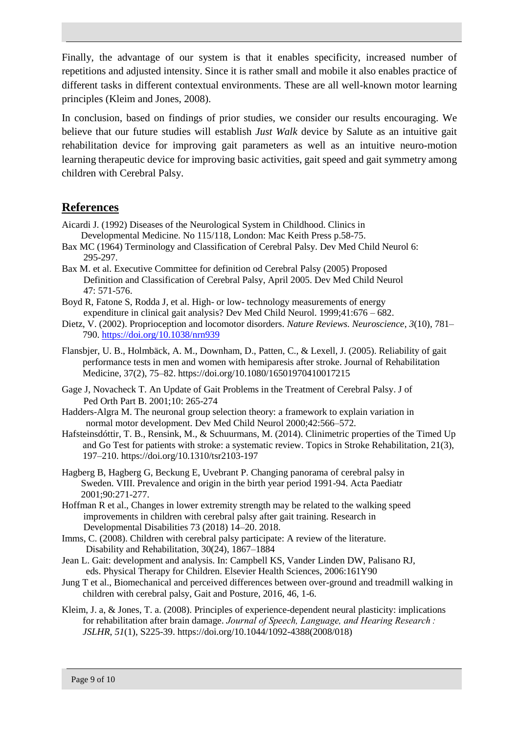Finally, the advantage of our system is that it enables specificity, increased number of repetitions and adjusted intensity. Since it is rather small and mobile it also enables practice of different tasks in different contextual environments. These are all well-known motor learning principles (Kleim and Jones, 2008).

In conclusion, based on findings of prior studies, we consider our results encouraging. We believe that our future studies will establish *Just Walk* device by Salute as an intuitive gait rehabilitation device for improving gait parameters as well as an intuitive neuro-motion learning therapeutic device for improving basic activities, gait speed and gait symmetry among children with Cerebral Palsy.

## References

Aicardi J. (1992) Diseases of the Neurological System in Childhood. Clinics in Developmental Medicine. No 115/118, London: Mac Keith Press p.58-75.

Bax MC (1964) Terminology and Classification of Cerebral Palsy. Dev Med Child Neurol 6: 295-297.

Bax M. et al. Executive Committee for definition od Cerebral Palsy (2005) Proposed Definition and Classification of Cerebral Palsy, April 2005. Dev Med Child Neurol 47: 571-576.

Boyd R, Fatone S, Rodda J, et al. High- or low- technology measurements of energy expenditure in clinical gait analysis? Dev Med Child Neurol. 1999;41:676 – 682.

Dietz, V. (2002). Proprioception and locomotor disorders. *Nature Reviews. Neuroscience*, *3*(10), 781–790. https://doi.org/10.1038/nrn939

Flansbjer, U. B., Holmbäck, A. M., Downham, D., Patten, C., & Lexell, J. (2005). Reliability of gait performance tests in men and women with hemiparesis after stroke. Journal of Rehabilitation Medicine, 37(2), 75–82. https://doi.org/10.1080/16501970410017215

Gage J, Novacheck T. An Update of Gait Problems in the Treatment of Cerebral Palsy. J of Ped Orth Part B. 2001;10: 265-274

Hadders-Algra M. The neuronal group selection theory: a framework to explain variation in normal motor development. Dev Med Child Neurol 2000;42:566–572.

Hafsteinsdóttir, T. B., Rensink, M., & Schuurmans, M. (2014). Clinimetric properties of the Timed Up and Go Test for patients with stroke: a systematic review. Topics in Stroke Rehabilitation, 21(3), 197–210. https://doi.org/10.1310/tsr2103-197

Hagberg B, Hagberg G, Beckung E, Uvebrant P. Changing panorama of cerebral palsy in Sweden. VIII. Prevalence and origin in the birth year period 1991-94. Acta Paediatr 2001;90:271-277.

Hoffman R et al., Changes in lower extremity strength may be related to the walking speed improvements in children with cerebral palsy after gait training. Research in Developmental Disabilities 73 (2018) 14–20. 2018.

Imms, C. (2008). Children with cerebral palsy participate: A review of the literature. Disability and Rehabilitation, 30(24), 1867–1884

Jean L. Gait: development and analysis. In: Campbell KS, Vander Linden DW, Palisano RJ, eds. Physical Therapy for Children. Elsevier Health Sciences, 2006:161Y90

Jung T et al., Biomechanical and perceived differences between over-ground and treadmill walking in children with cerebral palsy, Gait and Posture, 2016, 46, 1-6.

Kleim, J. a, & Jones, T. a. (2008). Principles of experience-dependent neural plasticity: implications for rehabilitation after brain damage. *Journal of Speech, Language, and Hearing Research : JSLHR*, *51*(1), S225-39. https://doi.org/10.1044/1092-4388(2008/018)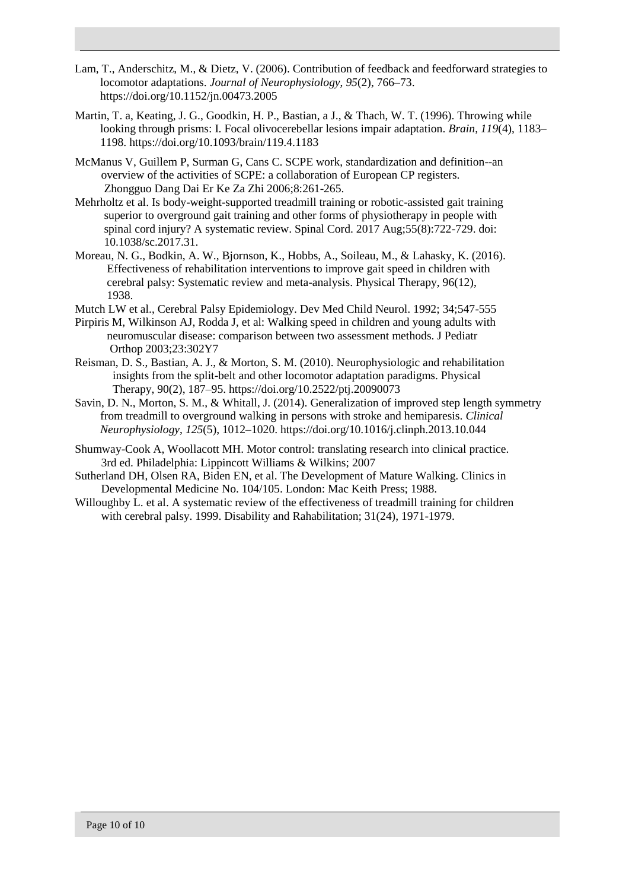Lam, T., Anderschitz, M., & Dietz, V. (2006). Contribution of feedback and feedforward strategies to locomotor adaptations. *Journal of Neurophysiology*, *95*(2), 766–73. https://doi.org/10.1152/jn.00473.2005

Martin, T. a, Keating, J. G., Goodkin, H. P., Bastian, a J., & Thach, W. T. (1996). Throwing while looking through prisms: I. Focal olivocerebellar lesions impair adaptation. *Brain*, *119*(4), 1183–1198. https://doi.org/10.1093/brain/119.4.1183

McManus V, Guillem P, Surman G, Cans C. SCPE work, standardization and definition--an overview of the activities of SCPE: a collaboration of European CP registers. Zhongguo Dang Dai Er Ke Za Zhi 2006;8:261-265.

Mehrholtz et al. Is body-weight-supported treadmill training or robotic-assisted gait training superior to overground gait training and other forms of physiotherapy in people with spinal cord injury? A systematic review. Spinal Cord. 2017 Aug;55(8):722-729. doi: 10.1038/sc.2017.31.

Moreau, N. G., Bodkin, A. W., Bjornson, K., Hobbs, A., Soileau, M., & Lahasky, K. (2016). Effectiveness of rehabilitation interventions to improve gait speed in children with cerebral palsy: Systematic review and meta-analysis. Physical Therapy, 96(12), 1938.

Mutch LW et al., Cerebral Palsy Epidemiology. Dev Med Child Neurol. 1992; 34;547-555

Pirpiris M, Wilkinson AJ, Rodda J, et al: Walking speed in children and young adults with neuromuscular disease: comparison between two assessment methods. J Pediatr Orthop 2003;23:302Y7

Reisman, D. S., Bastian, A. J., & Morton, S. M. (2010). Neurophysiologic and rehabilitation insights from the split-belt and other locomotor adaptation paradigms. Physical Therapy, 90(2), 187–95. https://doi.org/10.2522/ptj.20090073

Savin, D. N., Morton, S. M., & Whitall, J. (2014). Generalization of improved step length symmetry from treadmill to overground walking in persons with stroke and hemiparesis. *Clinical Neurophysiology*, *125*(5), 1012–1020. https://doi.org/10.1016/j.clinph.2013.10.044

Shumway-Cook A, Woollacott MH. Motor control: translating research into clinical practice. 3rd ed. Philadelphia: Lippincott Williams & Wilkins; 2007

Sutherland DH, Olsen RA, Biden EN, et al. The Development of Mature Walking. Clinics in Developmental Medicine No. 104/105. London: Mac Keith Press; 1988.

Willoughby L. et al. A systematic review of the effectiveness of treadmill training for children with cerebral palsy. 1999. Disability and Rahabilitation; 31(24), 1971-1979.